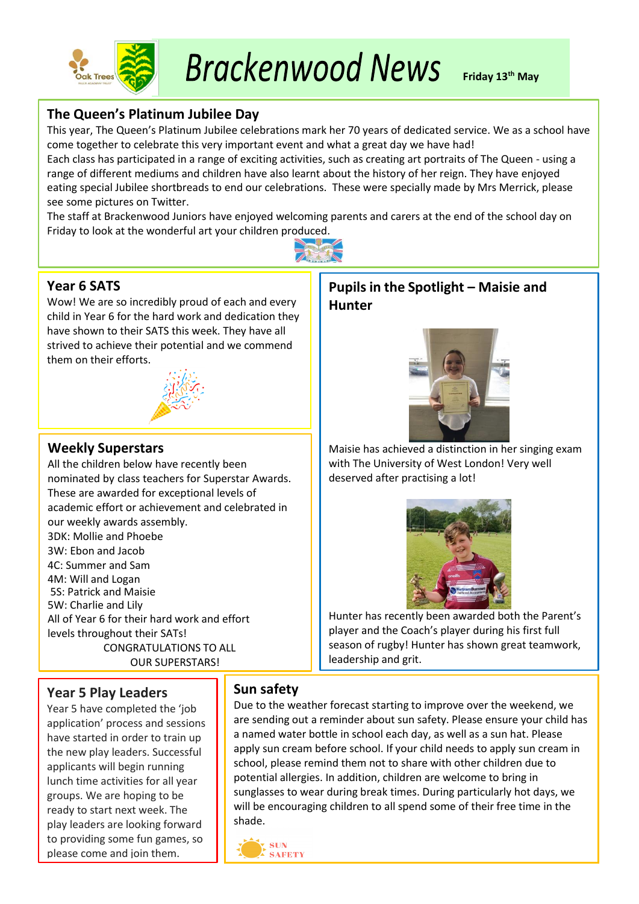# Brackenwood News

**Friday 13th May**

## The Queen's Platinum Jubilee Day

This year, The Queen's Platinum Jubilee celebrations mark her 70 years of dedicated service. We as a school have come together to celebrate this very important event and what a great day we have had!

Each class has participated in a range of exciting activities, such as creating art portraits of The Queen - using a range of different mediums and children have also learnt about the history of her reign. They have enjoyed eating special Jubilee shortbreads to end our celebrations. These were specially made by Mrs Merrick, please see some pictures on Twitter.

The staff at Brackenwood Juniors have enjoyed welcoming parents and carers at the end of the school day on Friday to look at the wonderful art your children produced.

## Year 6 SATS

Wow! We are so incredibly proud of each and every child in Year 6 for the hard work and dedication they have shown to their SATS this week. They have all strived to achieve their potential and we commend them on their efforts.

## Weekly Superstars

All the children below have recently been nominated by class teachers for Superstar Awards. These are awarded for exceptional levels of academic effort or achievement and celebrated in our weekly awards assembly.

3DK: Mollie and Phoebe
3W: Ebon and Jacob
4C: Summer and Sam
4M: Will and Logan
5S: Patrick and Maisie
5W: Charlie and Lily
All of Year 6 for their hard work and effort levels throughout their SATs!

CONGRATULATIONS TO ALL OUR SUPERSTARS!

## Pupils in the Spotlight – Maisie and Hunter

Maisie has achieved a distinction in her singing exam with The University of West London! Very well deserved after practising a lot!

Hunter has recently been awarded both the Parent's player and the Coach's player during his first full season of rugby! Hunter has shown great teamwork, leadership and grit.

## Year 5 Play Leaders

Year 5 have completed the 'job application' process and sessions have started in order to train up the new play leaders. Successful applicants will begin running lunch time activities for all year groups. We are hoping to be ready to start next week. The play leaders are looking forward to providing some fun games, so please come and join them.

## Sun safety

Due to the weather forecast starting to improve over the weekend, we are sending out a reminder about sun safety. Please ensure your child has a named water bottle in school each day, as well as a sun hat. Please apply sun cream before school. If your child needs to apply sun cream in school, please remind them not to share with other children due to potential allergies. In addition, children are welcome to bring in sunglasses to wear during break times. During particularly hot days, we will be encouraging children to all spend some of their free time in the shade.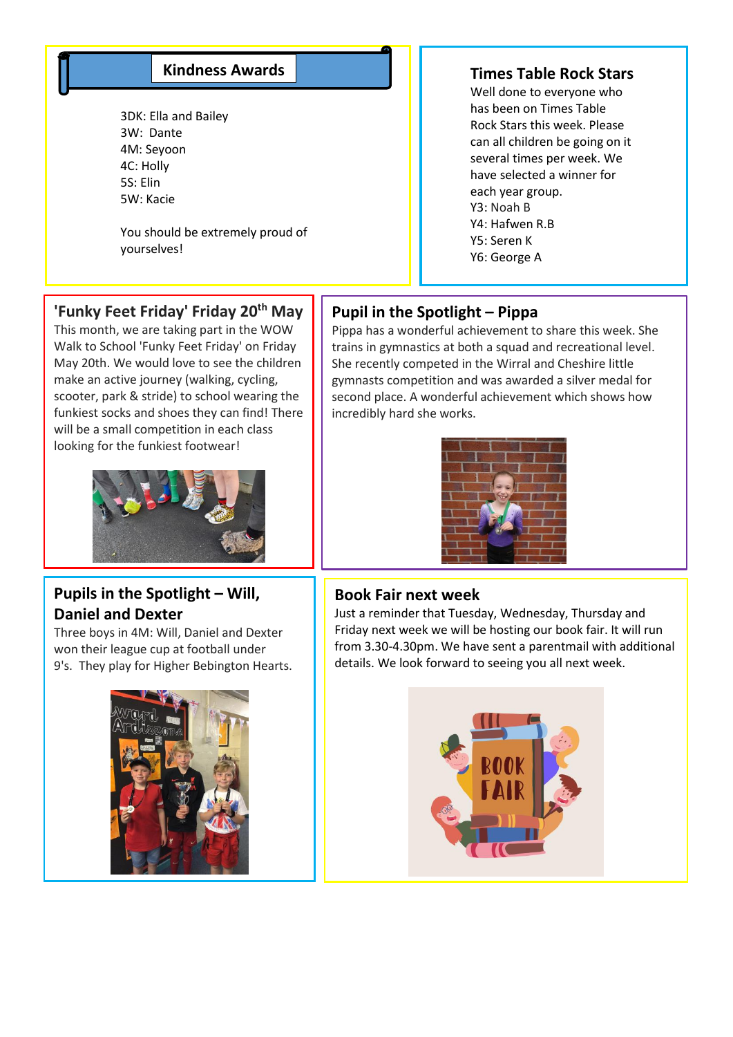## Kindness Awards

3DK: Ella and Bailey
3W: Dante
4M: Seyoon
4C: Holly
5S: Elin
5W: Kacie

You should be extremely proud of yourselves!

## Times Table Rock Stars

Well done to everyone who has been on Times Table Rock Stars this week. Please can all children be going on it several times per week. We have selected a winner for each year group.

Y3: Noah B
Y4: Hafwen R.B
Y5: Seren K
Y6: George A

## 'Funky Feet Friday' Friday 20th May

This month, we are taking part in the WOW Walk to School 'Funky Feet Friday' on Friday May 20th. We would love to see the children make an active journey (walking, cycling, scooter, park & stride) to school wearing the funkiest socks and shoes they can find! There will be a small competition in each class looking for the funkiest footwear!

## Pupil in the Spotlight – Pippa

Pippa has a wonderful achievement to share this week. She trains in gymnastics at both a squad and recreational level. She recently competed in the Wirral and Cheshire little gymnasts competition and was awarded a silver medal for second place. A wonderful achievement which shows how incredibly hard she works.

## Pupils in the Spotlight – Will, Daniel and Dexter

Three boys in 4M: Will, Daniel and Dexter won their league cup at football under 9's. They play for Higher Bebington Hearts.

## Book Fair next week

Just a reminder that Tuesday, Wednesday, Thursday and Friday next week we will be hosting our book fair. It will run from 3.30-4.30pm. We have sent a parentmail with additional details. We look forward to seeing you all next week.